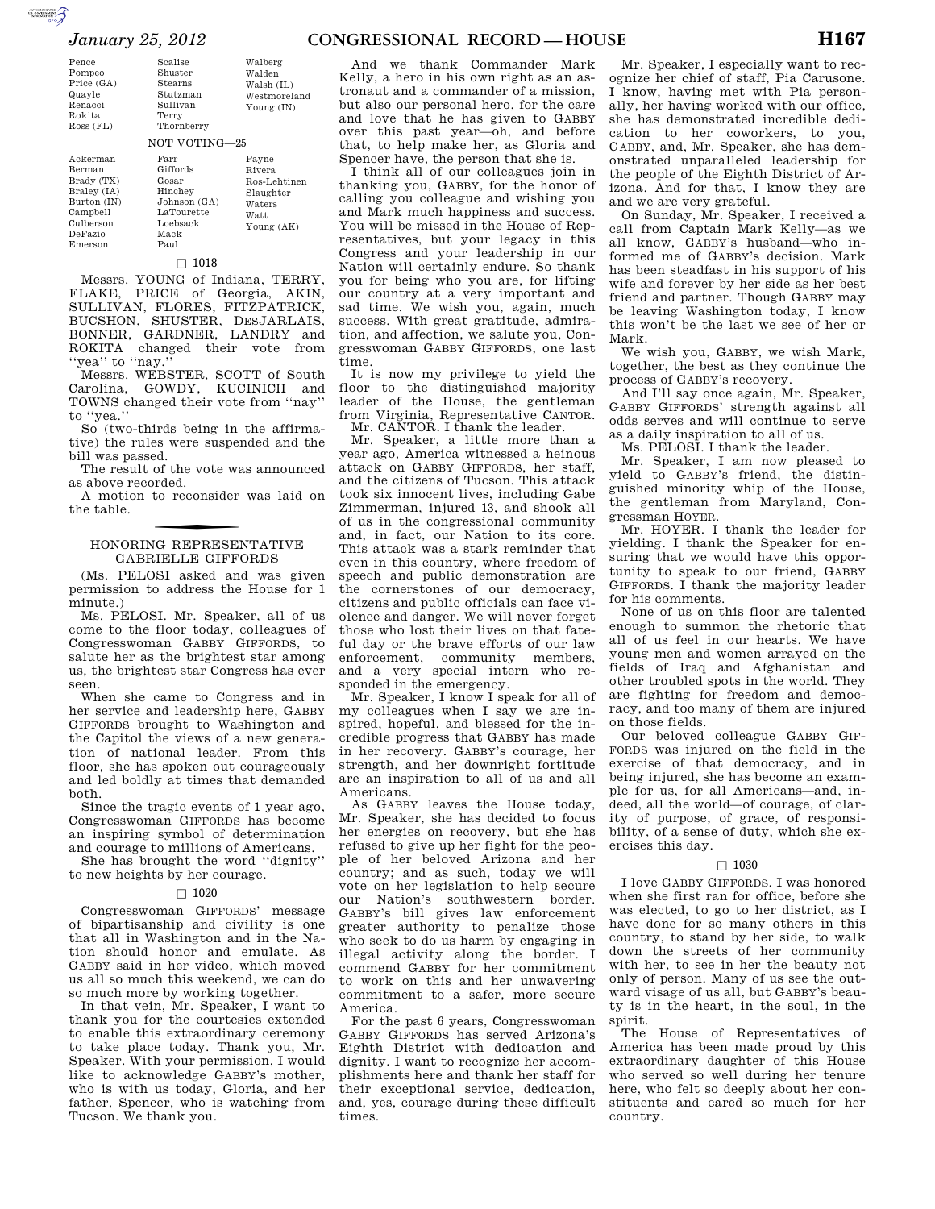| | | |
|---|---|---|
| Pence | Scalise | Walberg |
| Pompeo | Shuster | Walden |
| Price (GA) | Stearns | Walsh (IL) |
| Quayle | Stutzman | Westmoreland |
| Renacci | Sullivan | Young (IN) |
| Rokita | Terry | |
| Ross (FL) | Thornberry | |

NOT VOTING—25

| | | |
|---|---|---|
| Ackerman | Farr | Payne |
| Berman | Giffords | Rivera |
| Brady (TX) | Gosar | Ros-Lehtinen |
| Braley (IA) | Hinchey | Slaughter |
| Burton (IN) | Johnson (GA) | Waters |
| Campbell | LaTourette | Watt |
| Culberson | Loebsack | Young (AK) |
| DeFazio | Mack | |
| Emerson | Paul | |

□ 1018

Messrs. YOUNG of Indiana, TERRY, FLAKE, PRICE of Georgia, AKIN, SULLIVAN, FLORES, FITZPATRICK, BUCSHON, SHUSTER, DESJARLAIS, BONNER, GARDNER, LANDRY and ROKITA changed their vote from ''yea'' to ''nay.''

Messrs. WEBSTER, SCOTT of South Carolina, GOWDY, KUCINICH and TOWNS changed their vote from ''nay'' to ''yea.''

So (two-thirds being in the affirmative) the rules were suspended and the bill was passed.

The result of the vote was announced as above recorded.

A motion to reconsider was laid on the table.

## HONORING REPRESENTATIVE GABRIELLE GIFFORDS

(Ms. PELOSI asked and was given permission to address the House for 1 minute.)

Ms. PELOSI. Mr. Speaker, all of us come to the floor today, colleagues of Congresswoman GABBY GIFFORDS, to salute her as the brightest star among us, the brightest star Congress has ever seen.

When she came to Congress and in her service and leadership here, GABBY GIFFORDS brought to Washington and the Capitol the views of a new generation of national leader. From this floor, she has spoken out courageously and led boldly at times that demanded both.

Since the tragic events of 1 year ago, Congresswoman GIFFORDS has become an inspiring symbol of determination and courage to millions of Americans.

She has brought the word ''dignity'' to new heights by her courage.

□ 1020

Congresswoman GIFFORDS' message of bipartisanship and civility is one that all in Washington and in the Nation should honor and emulate. As GABBY said in her video, which moved us all so much this weekend, we can do so much more by working together.

In that vein, Mr. Speaker, I want to thank you for the courtesies extended to enable this extraordinary ceremony to take place today. Thank you, Mr. Speaker. With your permission, I would like to acknowledge GABBY's mother, who is with us today, Gloria, and her father, Spencer, who is watching from Tucson. We thank you.

And we thank Commander Mark Kelly, a hero in his own right as an astronaut and a commander of a mission, but also our personal hero, for the care and love that he has given to GABBY over this past year—oh, and before that, to help make her, as Gloria and Spencer have, the person that she is.

I think all of our colleagues join in thanking you, GABBY, for the honor of calling you colleague and wishing you and Mark much happiness and success. You will be missed in the House of Representatives, but your legacy in this Congress and your leadership in our Nation will certainly endure. So thank you for being who you are, for lifting our country at a very important and sad time. We wish you, again, much success. With great gratitude, admiration, and affection, we salute you, Congresswoman GABBY GIFFORDS, one last time.

It is now my privilege to yield the floor to the distinguished majority leader of the House, the gentleman from Virginia, Representative CANTOR.

Mr. CANTOR. I thank the leader.

Mr. Speaker, a little more than a year ago, America witnessed a heinous attack on GABBY GIFFORDS, her staff, and the citizens of Tucson. This attack took six innocent lives, including Gabe Zimmerman, injured 13, and shook all of us in the congressional community and, in fact, our Nation to its core. This attack was a stark reminder that even in this country, where freedom of speech and public demonstration are the cornerstones of our democracy, citizens and public officials can face violence and danger. We will never forget those who lost their lives on that fateful day or the brave efforts of our law enforcement, community members, and a very special intern who responded in the emergency.

Mr. Speaker, I know I speak for all of my colleagues when I say we are inspired, hopeful, and blessed for the incredible progress that GABBY has made in her recovery. GABBY's courage, her strength, and her downright fortitude are an inspiration to all of us and all Americans.

As GABBY leaves the House today, Mr. Speaker, she has decided to focus her energies on recovery, but she has refused to give up her fight for the people of her beloved Arizona and her country; and as such, today we will vote on her legislation to help secure our Nation's southwestern border. GABBY's bill gives law enforcement greater authority to penalize those who seek to do us harm by engaging in illegal activity along the border. I commend GABBY for her commitment to work on this and her unwavering commitment to a safer, more secure America.

For the past 6 years, Congresswoman GABBY GIFFORDS has served Arizona's Eighth District with dedication and dignity. I want to recognize her accomplishments here and thank her staff for their exceptional service, dedication, and, yes, courage during these difficult times.

Mr. Speaker, I especially want to recognize her chief of staff, Pia Carusone. I know, having met with Pia personally, her having worked with our office, she has demonstrated incredible dedication to her coworkers, to you, GABBY, and, Mr. Speaker, she has demonstrated unparalleled leadership for the people of the Eighth District of Arizona. And for that, I know they are and we are very grateful.

On Sunday, Mr. Speaker, I received a call from Captain Mark Kelly—as we all know, GABBY's husband—who informed me of GABBY's decision. Mark has been steadfast in his support of his wife and forever by her side as her best friend and partner. Though GABBY may be leaving Washington today, I know this won't be the last we see of her or Mark.

We wish you, GABBY, we wish Mark, together, the best as they continue the process of GABBY's recovery.

And I'll say once again, Mr. Speaker, GABBY GIFFORDS' strength against all odds serves and will continue to serve as a daily inspiration to all of us.

Ms. PELOSI. I thank the leader.

Mr. Speaker, I am now pleased to yield to GABBY's friend, the distinguished minority whip of the House, the gentleman from Maryland, Congressman HOYER.

Mr. HOYER. I thank the leader for yielding. I thank the Speaker for ensuring that we would have this opportunity to speak to our friend, GABBY GIFFORDS. I thank the majority leader for his comments.

None of us on this floor are talented enough to summon the rhetoric that all of us feel in our hearts. We have young men and women arrayed on the fields of Iraq and Afghanistan and other troubled spots in the world. They are fighting for freedom and democracy, and too many of them are injured on those fields.

Our beloved colleague GABBY GIFFORDS was injured on the field in the exercise of that democracy, and in being injured, she has become an example for us, for all Americans—and, indeed, all the world—of courage, of clarity of purpose, of grace, of responsibility, of a sense of duty, which she exercises this day.

□ 1030

I love GABBY GIFFORDS. I was honored when she first ran for office, before she was elected, to go to her district, as I have done for so many others in this country, to stand by her side, to walk down the streets of her community with her, to see in her the beauty not only of person. Many of us see the outward visage of us all, but GABBY's beauty is in the heart, in the soul, in the spirit.

The House of Representatives of America has been made proud by this extraordinary daughter of this House who served so well during her tenure here, who felt so deeply about her constituents and cared so much for her country.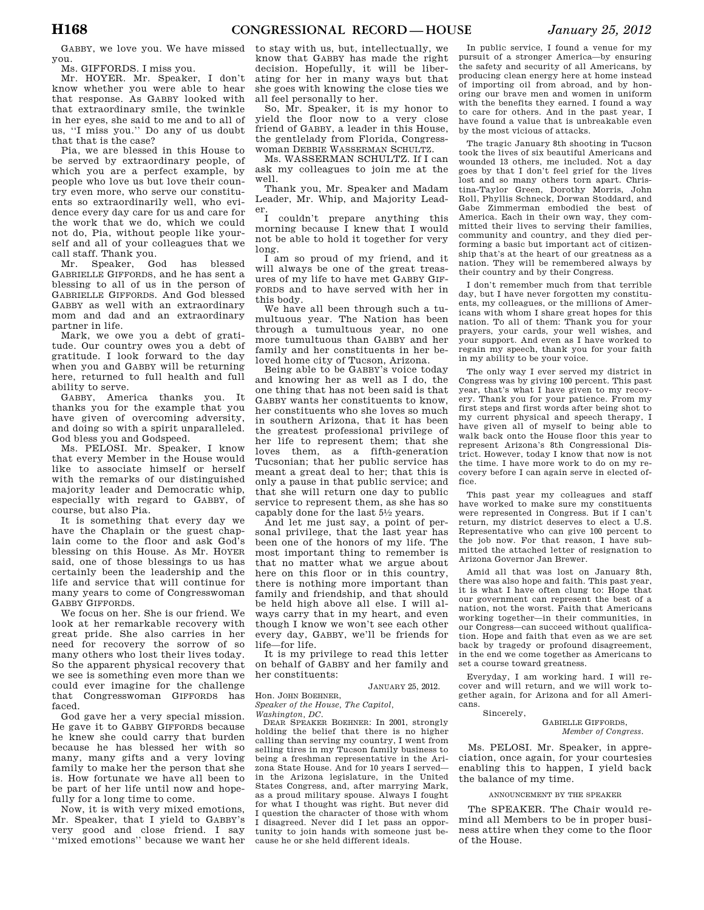GABBY, we love you. We have missed you.

Ms. GIFFORDS. I miss you.

Mr. HOYER. Mr. Speaker, I don't know whether you were able to hear that response. As GABBY looked with that extraordinary smile, the twinkle in her eyes, she said to me and to all of us, ''I miss you.'' Do any of us doubt that that is the case?

Pia, we are blessed in this House to be served by extraordinary people, of which you are a perfect example, by people who love us but love their country even more, who serve our constituents so extraordinarily well, who evidence every day care for us and care for the work that we do, which we could not do, Pia, without people like yourself and all of your colleagues that we call staff. Thank you.

Mr. Speaker, God has blessed GABRIELLE GIFFORDS, and he has sent a blessing to all of us in the person of GABRIELLE GIFFORDS. And God blessed GABBY as well with an extraordinary mom and dad and an extraordinary partner in life.

Mark, we owe you a debt of gratitude. Our country owes you a debt of gratitude. I look forward to the day when you and GABBY will be returning here, returned to full health and full ability to serve.

GABBY, America thanks you. It thanks you for the example that you have given of overcoming adversity, and doing so with a spirit unparalleled. God bless you and Godspeed.

Ms. PELOSI. Mr. Speaker, I know that every Member in the House would like to associate himself or herself with the remarks of our distinguished majority leader and Democratic whip, especially with regard to GABBY, of course, but also Pia.

It is something that every day we have the Chaplain or the guest chaplain come to the floor and ask God's blessing on this House. As Mr. HOYER said, one of those blessings to us has certainly been the leadership and the life and service that will continue for many years to come of Congresswoman GABBY GIFFORDS.

We focus on her. She is our friend. We look at her remarkable recovery with great pride. She also carries in her need for recovery the sorrow of so many others who lost their lives today. So the apparent physical recovery that we see is something even more than we could ever imagine for the challenge that Congresswoman GIFFORDS has faced.

God gave her a very special mission. He gave it to GABBY GIFFORDS because he knew she could carry that burden because he has blessed her with so many, many gifts and a very loving family to make her the person that she is. How fortunate we have all been to be part of her life until now and hopefully for a long time to come.

Now, it is with very mixed emotions, Mr. Speaker, that I yield to GABBY's very good and close friend. I say ''mixed emotions'' because we want her to stay with us, but, intellectually, we know that GABBY has made the right decision. Hopefully, it will be liberating for her in many ways but that she goes with knowing the close ties we all feel personally to her.

So, Mr. Speaker, it is my honor to yield the floor now to a very close friend of GABBY, a leader in this House, the gentlelady from Florida, Congresswoman DEBBIE WASSERMAN SCHULTZ.

Ms. WASSERMAN SCHULTZ. If I can ask my colleagues to join me at the well.

Thank you, Mr. Speaker and Madam Leader, Mr. Whip, and Majority Leader.

I couldn't prepare anything this morning because I knew that I would not be able to hold it together for very long.

I am so proud of my friend, and it will always be one of the great treasures of my life to have met GABBY GIFFORDS and to have served with her in this body.

We have all been through such a tumultuous year. The Nation has been through a tumultuous year, no one more tumultuous than GABBY and her family and her constituents in her beloved home city of Tucson, Arizona.

Being able to be GABBY's voice today and knowing her as well as I do, the one thing that has not been said is that GABBY wants her constituents to know, her constituents who she loves so much in southern Arizona, that it has been the greatest professional privilege of her life to represent them; that she loves them, as a fifth-generation Tucsonian; that her public service has meant a great deal to her; that this is only a pause in that public service; and that she will return one day to public service to represent them, as she has so capably done for the last 5½ years.

And let me just say, a point of personal privilege, that the last year has been one of the honors of my life. The most important thing to remember is that no matter what we argue about here on this floor or in this country, there is nothing more important than family and friendship, and that should be held high above all else. I will always carry that in my heart, and even though I know we won't see each other every day, GABBY, we'll be friends for life—for life.

It is my privilege to read this letter on behalf of GABBY and her family and her constituents:

JANUARY 25, 2012.

Hon. JOHN BOEHNER,
*Speaker of the House, The Capitol, Washington, DC.*

DEAR SPEAKER BOEHNER: In 2001, strongly holding the belief that there is no higher calling than serving my country, I went from selling tires in my Tucson family business to being a freshman representative in the Arizona State House. And for 10 years I served—in the Arizona legislature, in the United States Congress, and, after marrying Mark, as a proud military spouse. Always I fought for what I thought was right. But never did I question the character of those with whom I disagreed. Never did I let pass an opportunity to join hands with someone just because he or she held different ideals.

In public service, I found a venue for my pursuit of a stronger America—by ensuring the safety and security of all Americans, by producing clean energy here at home instead of importing oil from abroad, and by honoring our brave men and women in uniform with the benefits they earned. I found a way to care for others. And in the past year, I have found a value that is unbreakable even by the most vicious of attacks.

The tragic January 8th shooting in Tucson took the lives of six beautiful Americans and wounded 13 others, me included. Not a day goes by that I don't feel grief for the lives lost and so many others torn apart. Christina-Taylor Green, Dorothy Morris, John Roll, Phyllis Schneck, Dorwan Stoddard, and Gabe Zimmerman embodied the best of America. Each in their own way, they committed their lives to serving their families, community and country, and they died performing a basic but important act of citizenship that's at the heart of our greatness as a nation. They will be remembered always by their country and by their Congress.

I don't remember much from that terrible day, but I have never forgotten my constituents, my colleagues, or the millions of Americans with whom I share great hopes for this nation. To all of them: Thank you for your prayers, your cards, your well wishes, and your support. And even as I have worked to regain my speech, thank you for your faith in my ability to be your voice.

The only way I ever served my district in Congress was by giving 100 percent. This past year, that's what I have given to my recovery. Thank you for your patience. From my first steps and first words after being shot to my current physical and speech therapy, I have given all of myself to being able to walk back onto the House floor this year to represent Arizona's 8th Congressional District. However, today I know that now is not the time. I have more work to do on my recovery before I can again serve in elected office.

This past year my colleagues and staff have worked to make sure my constituents were represented in Congress. But if I can't return, my district deserves to elect a U.S. Representative who can give 100 percent to the job now. For that reason, I have submitted the attached letter of resignation to Arizona Governor Jan Brewer.

Amid all that was lost on January 8th, there was also hope and faith. This past year, it is what I have often clung to: Hope that our government can represent the best of a nation, not the worst. Faith that Americans working together—in their communities, in our Congress—can succeed without qualification. Hope and faith that even as we are set back by tragedy or profound disagreement, in the end we come together as Americans to set a course toward greatness.

Everyday, I am working hard. I will recover and will return, and we will work together again, for Arizona and for all Americans.

Sincerely,

GABIELLE GIFFORDS,
*Member of Congress.*

Ms. PELOSI. Mr. Speaker, in appreciation, once again, for your courtesies enabling this to happen, I yield back the balance of my time.

## ANNOUNCEMENT BY THE SPEAKER

The SPEAKER. The Chair would remind all Members to be in proper business attire when they come to the floor of the House.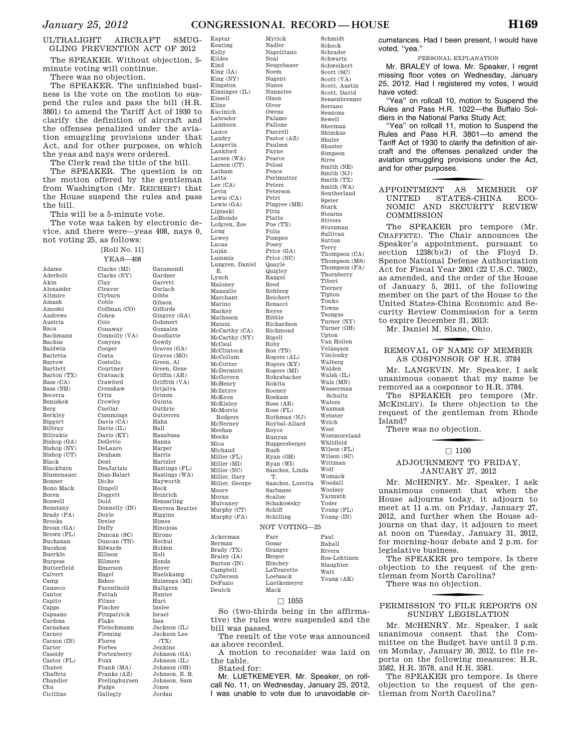## ULTRALIGHT AIRCRAFT SMUGGLING PREVENTION ACT OF 2012

The SPEAKER. Without objection, 5-minute voting will continue.

There was no objection.

The SPEAKER. The unfinished business is the vote on the motion to suspend the rules and pass the bill (H.R. 3801) to amend the Tariff Act of 1930 to clarify the definition of aircraft and the offenses penalized under the aviation smuggling provisions under that Act, and for other purposes, on which the yeas and nays were ordered.

The Clerk read the title of the bill.

The SPEAKER. The question is on the motion offered by the gentleman from Washington (Mr. REICHERT) that the House suspend the rules and pass the bill.

This will be a 5-minute vote.

The vote was taken by electronic device, and there were—yeas 408, nays 0, not voting 25, as follows:

[Roll No. 11]

YEAS—408

Adams
Aderholt
Akin
Alexander
Altmire
Amash
Amodei
Andrews
Austria
Baca
Bachmann
Bachus
Baldwin
Barletta
Barrow
Bartlett
Barton (TX)
Bass (CA)
Bass (NH)
Becerra
Benishek
Berg
Berkley
Biggert
Bilbray
Bilirakis
Bishop (GA)
Bishop (NY)
Bishop (UT)
Black
Blackburn
Blumenauer
Bonner
Bono Mack
Boren
Boswell
Boustany
Brady (PA)
Brooks
Broun (GA)
Brown (FL)
Buchanan
Bucshon
Buerkle
Burgess
Butterfield
Calvert
Camp
Canseco
Cantor
Capito
Capps
Capuano
Cardoza
Carnahan
Carney
Carson (IN)
Carter
Cassidy
Castor (FL)
Chabot
Chaffetz
Chandler
Chu
Cicilline
Clarke (MI)
Clarke (NY)
Clay
Cleaver
Clyburn
Coble
Coffman (CO)
Cohen
Cole
Conaway
Connolly (VA)
Conyers
Cooper
Costa
Costello
Courtney
Cravaack
Crawford
Crenshaw
Critz
Crowley
Cuellar
Cummings
Davis (CA)
Davis (IL)
Davis (KY)
DeGette
DeLauro
Denham
Dent
DesJarlais
Diaz-Balart
Dicks
Dingell
Doggett
Dold
Donnelly (IN)
Doyle
Dreier
Duffy
Duncan (SC)
Duncan (TN)
Edwards
Ellison
Ellmers
Emerson
Engel
Eshoo
Farenthold
Fattah
Filner
Fincher
Fitzpatrick
Flake
Fleischmann
Fleming
Flores
Forbes
Fortenberry
Foxx
Frank (MA)
Franks (AZ)
Frelinghuysen
Fudge
Gallegly
Garamendi
Gardner
Garrett
Gerlach
Gibbs
Gibson
Giffords
Gingrey (GA)
Gohmert
Gonzalez
Goodlatte
Gowdy
Graves (GA)
Graves (MO)
Green, Al
Green, Gene
Griffin (AR)
Griffith (VA)
Grijalva
Grimm
Guinta
Guthrie
Gutierrez
Hahn
Hall
Hanabusa
Hanna
Harper
Harris
Hartzler
Hastings (FL)
Hastings (WA)
Hayworth
Heck
Heinrich
Hensarling
Herrera Beutler
Higgins
Himes
Hinojosa
Hirono
Hochul
Holden
Holt
Honda
Hoyer
Huelskamp
Huizenga (MI)
Hultgren
Hunter
Hurt
Inslee
Israel
Issa
Jackson (IL)
Jackson Lee (TX)
Jenkins
Johnson (GA)
Johnson (IL)
Johnson (OH)
Johnson, E. B.
Johnson, Sam
Jones
Jordan
Kaptur
Keating
Kelly
Kildee
Kind
King (IA)
King (NY)
Kingston
Kinzinger (IL)
Kissell
Kline
Kucinich
Labrador
Lamborn
Lance
Landry
Langevin
Lankford
Larsen (WA)
Larson (CT)
Latham
Latta
Lee (CA)
Levin
Lewis (CA)
Lewis (GA)
Lipinski
LoBiondo
Lofgren, Zoe
Long
Lowey
Lucas
Luján
Lummis
Lungren, Daniel E.
Lynch
Maloney
Manzullo
Marchant
Marino
Markey
Matheson
Matsui
McCarthy (CA)
McCarthy (NY)
McCaul
McClintock
McCollum
McCotter
McDermott
McGovern
McHenry
McIntyre
McKeon
McKinley
McMorris Rodgers
McNerney
Meehan
Meeks
Mica
Michaud
Miller (FL)
Miller (MI)
Miller (NC)
Miller, Gary
Miller, George
Moore
Moran
Mulvaney
Murphy (CT)
Murphy (PA)
Myrick
Nadler
Napolitano
Neal
Neugebauer
Noem
Nugent
Nunes
Nunnelee
Olson
Olver
Owens
Palazzo
Pallone
Pascrell
Pastor (AZ)
Paulsen
Payne
Pearce
Pelosi
Pence
Perlmutter
Peters
Peterson
Petri
Pingree (ME)
Pitts
Platts
Poe (TX)
Polis
Pompeo
Posey
Price (GA)
Price (NC)
Quayle
Quigley
Rangel
Reed
Rehberg
Reichert
Renacci
Reyes
Ribble
Richardson
Richmond
Rigell
Roby
Roe (TN)
Rogers (AL)
Rogers (KY)
Rogers (MI)
Rohrabacher
Rokita
Rooney
Roskam
Ross (AR)
Ross (FL)
Rothman (NJ)
Roybal-Allard
Royce
Runyan
Ruppersberger
Rush
Ryan (OH)
Ryan (WI)
Sánchez, Linda T.
Sanchez, Loretta
Sarbanes
Scalise
Schakowsky
Schiff
Schilling
Schmidt
Schock
Schrader
Schwartz
Schweikert
Scott (SC)
Scott (VA)
Scott, Austin
Scott, David
Sensenbrenner
Serrano
Sessions
Sewell
Sherman
Shimkus
Shuler
Shuster
Simpson
Sires
Smith (NE)
Smith (NJ)
Smith (TX)
Smith (WA)
Southerland
Speier
Stark
Stearns
Stivers
Stutzman
Sullivan
Sutton
Terry
Thompson (CA)
Thompson (MS)
Thompson (PA)
Thornberry
Tiberi
Tierney
Tipton
Tonko
Towns
Tsongas
Turner (NY)
Turner (OH)
Upton
Van Hollen
Velázquez
Visclosky
Walberg
Walden
Walsh (IL)
Walz (MN)
Wasserman Schultz
Waters
Waxman
Webster
Welch
West
Westmoreland
Whitfield
Wilson (FL)
Wilson (SC)
Wittman
Wolf
Womack
Woodall
Woolsey
Yarmuth
Yoder
Young (FL)
Young (IN)

NOT VOTING—25

Ackerman
Berman
Brady (TX)
Braley (IA)
Burton (IN)
Campbell
Culberson
DeFazio
Deutch
Farr
Gosar
Granger
Herger
Hinchey
LaTourette
Loebsack
Luetkemeyer
Mack
Paul
Rahall
Rivera
Ros-Lehtinen
Slaughter
Watt
Young (AK)

□ 1055

So (two-thirds being in the affirmative) the rules were suspended and the bill was passed.

The result of the vote was announced as above recorded.

A motion to reconsider was laid on the table.

Stated for:

Mr. LUETKEMEYER. Mr. Speaker, on rollcall No. 11, on Wednesday, January 25, 2012, I was unable to vote due to unavoidable circumstances. Had I been present, I would have voted, "yea."

PERSONAL EXPLANATION

Mr. BRALEY of Iowa. Mr. Speaker, I regret missing floor votes on Wednesday, January 25, 2012. Had I registered my votes, I would have voted:

"Yea" on rollcall 10, motion to Suspend the Rules and Pass H.R. 1022—the Buffalo Soldiers in the National Parks Study Act;

"Yea" on rollcall 11, motion to Suspend the Rules and Pass H.R. 3801—to amend the Tariff Act of 1930 to clarify the definition of aircraft and the offenses penalized under the aviation smuggling provisions under the Act, and for other purposes.

## APPOINTMENT AS MEMBER OF UNITED STATES-CHINA ECONOMIC AND SECURITY REVIEW COMMISSION

The SPEAKER pro tempore (Mr. CHAFFETZ). The Chair announces the Speaker's appointment, pursuant to section 1238(b)(3) of the Floyd D. Spence National Defense Authorization Act for Fiscal Year 2001 (22 U.S.C. 7002), as amended, and the order of the House of January 5, 2011, of the following member on the part of the House to the United States-China Economic and Security Review Commission for a term to expire December 31, 2013:

Mr. Daniel M. Slane, Ohio.

## REMOVAL OF NAME OF MEMBER AS COSPONSOR OF H.R. 3784

Mr. LANGEVIN. Mr. Speaker, I ask unanimous consent that my name be removed as a cosponsor to H.R. 3784.

The SPEAKER pro tempore (Mr. MCKINLEY). Is there objection to the request of the gentleman from Rhode Island?

There was no objection.

□ 1100

## ADJOURNMENT TO FRIDAY, JANUARY 27, 2012

Mr. MCHENRY. Mr. Speaker, I ask unanimous consent that when the House adjourns today, it adjourn to meet at 11 a.m. on Friday, January 27, 2012, and further when the House adjourns on that day, it adjourn to meet at noon on Tuesday, January 31, 2012, for morning-hour debate and 2 p.m. for legislative business.

The SPEAKER pro tempore. Is there objection to the request of the gentleman from North Carolina?

There was no objection.

## PERMISSION TO FILE REPORTS ON SUNDRY LEGISLATION

Mr. MCHENRY. Mr. Speaker, I ask unanimous consent that the Committee on the Budget have until 3 p.m. on Monday, January 30, 2012, to file reports on the following measures: H.R. 3582, H.R. 3578, and H.R. 3581.

The SPEAKER pro tempore. Is there objection to the request of the gentleman from North Carolina?